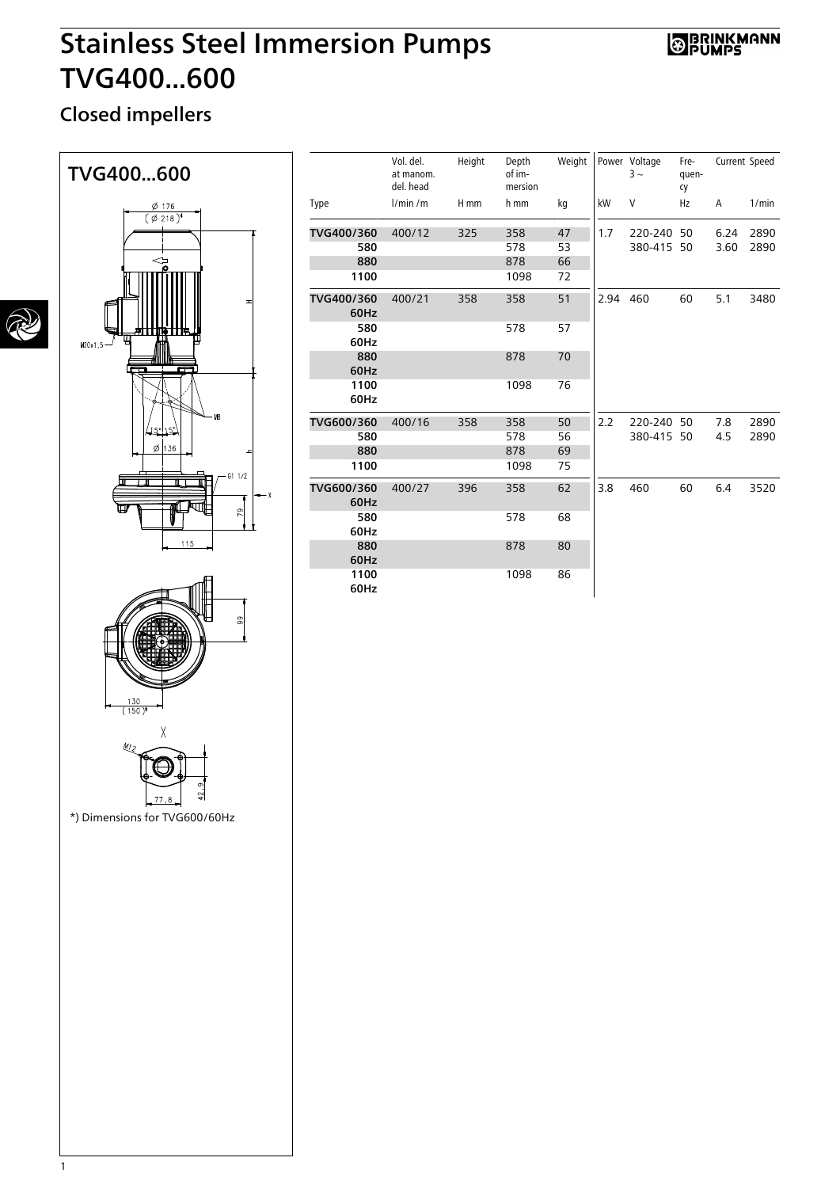# Stainless Steel Immersion Pumps TVG400...600

## Closed impellers

### TVG400...600

*) Dimensions for TVG600/60Hz

| Type | Vol. del. at manom. del. head l/min /m | Height H mm | Depth of immersion h mm | Weight kg | Power kW | Voltage 3 ~ V | Frequency Hz | Current A | Speed 1/min |
|---|---|---|---|---|---|---|---|---|---|
| TVG400/360 | 400/12 | 325 | 358 | 47 | 1.7 | 220-240 | 50 | 6.24 | 2890 |
| 580 | | | 578 | 53 | | 380-415 | 50 | 3.60 | 2890 |
| 880 | | | 878 | 66 | | | | | |
| 1100 | | | 1098 | 72 | | | | | |
| TVG400/360 60Hz | 400/21 | 358 | 358 | 51 | 2.94 | 460 | 60 | 5.1 | 3480 |
| 580 60Hz | | | 578 | 57 | | | | | |
| 880 60Hz | | | 878 | 70 | | | | | |
| 1100 60Hz | | | 1098 | 76 | | | | | |
| TVG600/360 | 400/16 | 358 | 358 | 50 | 2.2 | 220-240 | 50 | 7.8 | 2890 |
| 580 | | | 578 | 56 | | 380-415 | 50 | 4.5 | 2890 |
| 880 | | | 878 | 69 | | | | | |
| 1100 | | | 1098 | 75 | | | | | |
| TVG600/360 60Hz | 400/27 | 396 | 358 | 62 | 3.8 | 460 | 60 | 6.4 | 3520 |
| 580 60Hz | | | 578 | 68 | | | | | |
| 880 60Hz | | | 878 | 80 | | | | | |
| 1100 60Hz | | | 1098 | 86 | | | | | |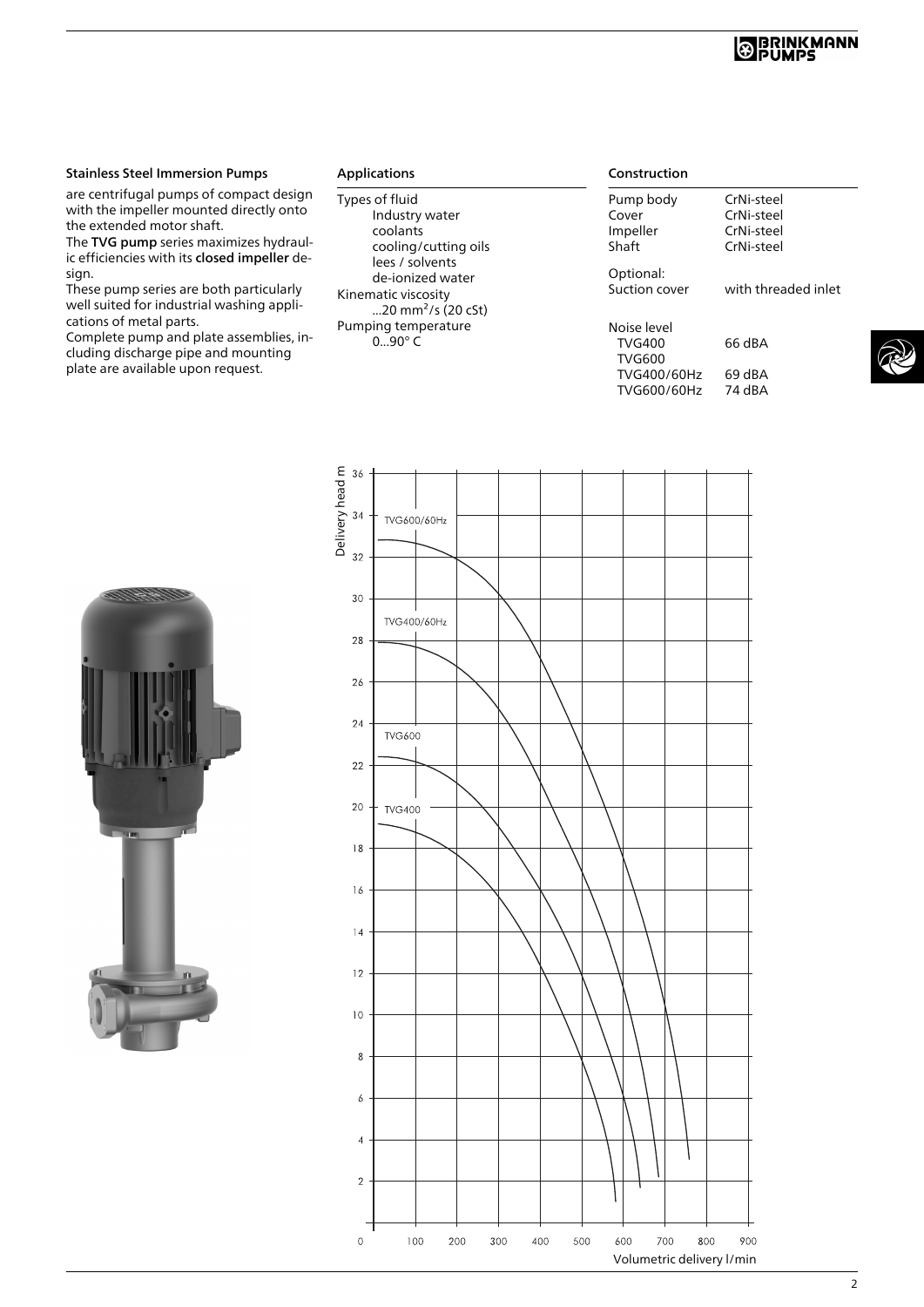### Stainless Steel Immersion Pumps

are centrifugal pumps of compact design with the impeller mounted directly onto the extended motor shaft.
The **TVG pump** series maximizes hydraulic efficiencies with its **closed impeller** design.
These pump series are both particularly well suited for industrial washing applications of metal parts.
Complete pump and plate assemblies, including discharge pipe and mounting plate are available upon request.

### Applications

Types of fluid
- Industry water
- coolants
- cooling/cutting oils
- lees / solvents
- de-ionized water

Kinematic viscosity
- ...20 mm²/s (20 cSt)

Pumping temperature
- 0...90° C

### Construction

| | |
|---|---|
| Pump body | CrNi-steel |
| Cover | CrNi-steel |
| Impeller | CrNi-steel |
| Shaft | CrNi-steel |
| Optional: | |
| Suction cover | with threaded inlet |

Noise level

| | |
|---|---|
| TVG400 | 66 dBA |
| TVG600 | |
| TVG400/60Hz | 69 dBA |
| TVG600/60Hz | 74 dBA |

Delivery head m
36
34
32
30
28
26
24
22
20
18
16
14
12
10
8
6
4
2
0
TVG600/60Hz
TVG400/60Hz
TVG600
TVG400
100 200 300 400 500 600 700 800 900
Volumetric delivery l/min